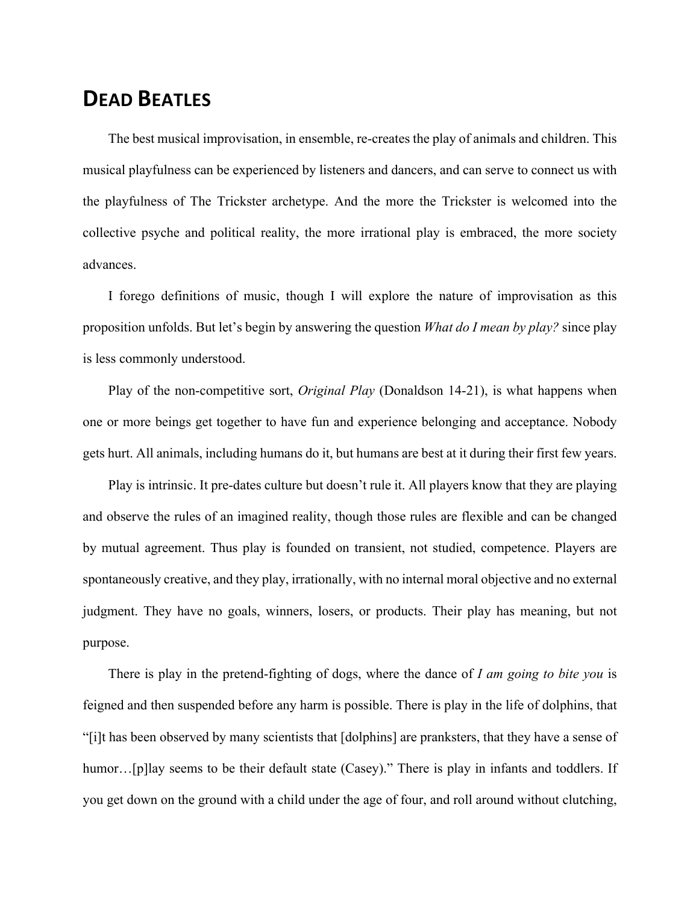# DEAD BEATLES

The best musical improvisation, in ensemble, re-creates the play of animals and children. This musical playfulness can be experienced by listeners and dancers, and can serve to connect us with the playfulness of The Trickster archetype. And the more the Trickster is welcomed into the collective psyche and political reality, the more irrational play is embraced, the more society advances.

I forego definitions of music, though I will explore the nature of improvisation as this proposition unfolds. But let's begin by answering the question *What do I mean by play?* since play is less commonly understood.

Play of the non-competitive sort, *Original Play* (Donaldson 14-21), is what happens when one or more beings get together to have fun and experience belonging and acceptance. Nobody gets hurt. All animals, including humans do it, but humans are best at it during their first few years.

Play is intrinsic. It pre-dates culture but doesn't rule it. All players know that they are playing and observe the rules of an imagined reality, though those rules are flexible and can be changed by mutual agreement. Thus play is founded on transient, not studied, competence. Players are spontaneously creative, and they play, irrationally, with no internal moral objective and no external judgment. They have no goals, winners, losers, or products. Their play has meaning, but not purpose.

There is play in the pretend-fighting of dogs, where the dance of *I am going to bite you* is feigned and then suspended before any harm is possible. There is play in the life of dolphins, that "[i]t has been observed by many scientists that [dolphins] are pranksters, that they have a sense of humor…[p]lay seems to be their default state (Casey)." There is play in infants and toddlers. If you get down on the ground with a child under the age of four, and roll around without clutching,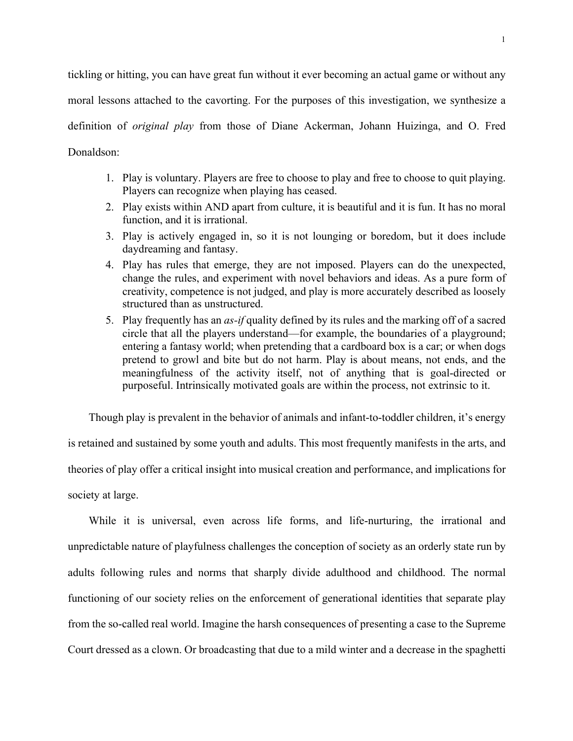tickling or hitting, you can have great fun without it ever becoming an actual game or without any moral lessons attached to the cavorting. For the purposes of this investigation, we synthesize a definition of *original play* from those of Diane Ackerman, Johann Huizinga, and O. Fred Donaldson:

1. Play is voluntary. Players are free to choose to play and free to choose to quit playing. Players can recognize when playing has ceased.
2. Play exists within AND apart from culture, it is beautiful and it is fun. It has no moral function, and it is irrational.
3. Play is actively engaged in, so it is not lounging or boredom, but it does include daydreaming and fantasy.
4. Play has rules that emerge, they are not imposed. Players can do the unexpected, change the rules, and experiment with novel behaviors and ideas. As a pure form of creativity, competence is not judged, and play is more accurately described as loosely structured than as unstructured.
5. Play frequently has an *as-if* quality defined by its rules and the marking off of a sacred circle that all the players understand—for example, the boundaries of a playground; entering a fantasy world; when pretending that a cardboard box is a car; or when dogs pretend to growl and bite but do not harm. Play is about means, not ends, and the meaningfulness of the activity itself, not of anything that is goal-directed or purposeful. Intrinsically motivated goals are within the process, not extrinsic to it.

Though play is prevalent in the behavior of animals and infant-to-toddler children, it's energy is retained and sustained by some youth and adults. This most frequently manifests in the arts, and theories of play offer a critical insight into musical creation and performance, and implications for society at large.

While it is universal, even across life forms, and life-nurturing, the irrational and unpredictable nature of playfulness challenges the conception of society as an orderly state run by adults following rules and norms that sharply divide adulthood and childhood. The normal functioning of our society relies on the enforcement of generational identities that separate play from the so-called real world. Imagine the harsh consequences of presenting a case to the Supreme Court dressed as a clown. Or broadcasting that due to a mild winter and a decrease in the spaghetti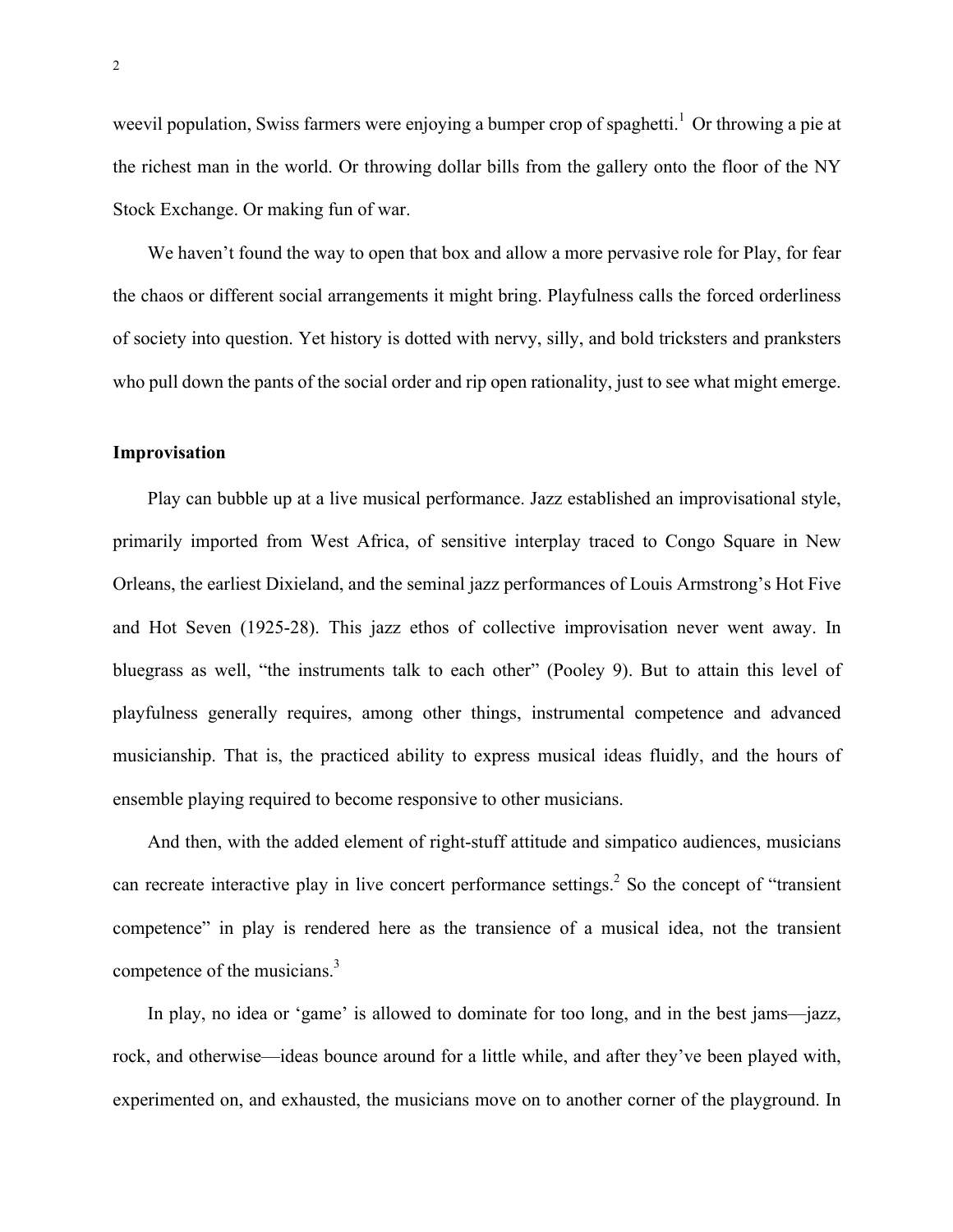weevil population, Swiss farmers were enjoying a bumper crop of spaghetti.[1] Or throwing a pie at the richest man in the world. Or throwing dollar bills from the gallery onto the floor of the NY Stock Exchange. Or making fun of war.

We haven't found the way to open that box and allow a more pervasive role for Play, for fear the chaos or different social arrangements it might bring. Playfulness calls the forced orderliness of society into question. Yet history is dotted with nervy, silly, and bold tricksters and pranksters who pull down the pants of the social order and rip open rationality, just to see what might emerge.

**Improvisation**

Play can bubble up at a live musical performance. Jazz established an improvisational style, primarily imported from West Africa, of sensitive interplay traced to Congo Square in New Orleans, the earliest Dixieland, and the seminal jazz performances of Louis Armstrong's Hot Five and Hot Seven (1925-28). This jazz ethos of collective improvisation never went away. In bluegrass as well, "the instruments talk to each other" (Pooley 9). But to attain this level of playfulness generally requires, among other things, instrumental competence and advanced musicianship. That is, the practiced ability to express musical ideas fluidly, and the hours of ensemble playing required to become responsive to other musicians.

And then, with the added element of right-stuff attitude and simpatico audiences, musicians can recreate interactive play in live concert performance settings.[2] So the concept of "transient competence" in play is rendered here as the transience of a musical idea, not the transient competence of the musicians.[3]

In play, no idea or 'game' is allowed to dominate for too long, and in the best jams—jazz, rock, and otherwise—ideas bounce around for a little while, and after they've been played with, experimented on, and exhausted, the musicians move on to another corner of the playground. In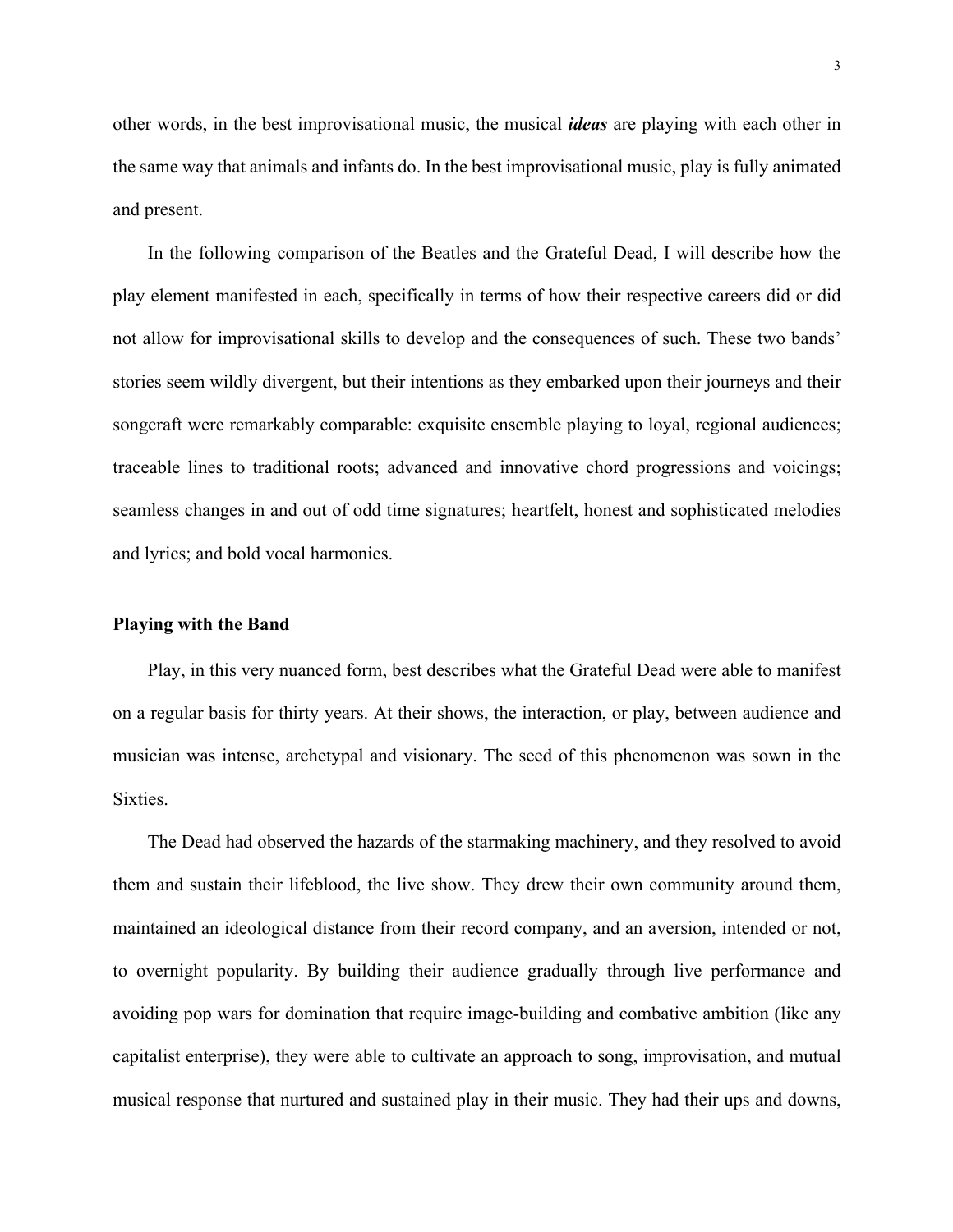other words, in the best improvisational music, the musical ***ideas*** are playing with each other in the same way that animals and infants do. In the best improvisational music, play is fully animated and present.

In the following comparison of the Beatles and the Grateful Dead, I will describe how the play element manifested in each, specifically in terms of how their respective careers did or did not allow for improvisational skills to develop and the consequences of such. These two bands' stories seem wildly divergent, but their intentions as they embarked upon their journeys and their songcraft were remarkably comparable: exquisite ensemble playing to loyal, regional audiences; traceable lines to traditional roots; advanced and innovative chord progressions and voicings; seamless changes in and out of odd time signatures; heartfelt, honest and sophisticated melodies and lyrics; and bold vocal harmonies.

**Playing with the Band**

Play, in this very nuanced form, best describes what the Grateful Dead were able to manifest on a regular basis for thirty years. At their shows, the interaction, or play, between audience and musician was intense, archetypal and visionary. The seed of this phenomenon was sown in the Sixties.

The Dead had observed the hazards of the starmaking machinery, and they resolved to avoid them and sustain their lifeblood, the live show. They drew their own community around them, maintained an ideological distance from their record company, and an aversion, intended or not, to overnight popularity. By building their audience gradually through live performance and avoiding pop wars for domination that require image-building and combative ambition (like any capitalist enterprise), they were able to cultivate an approach to song, improvisation, and mutual musical response that nurtured and sustained play in their music. They had their ups and downs,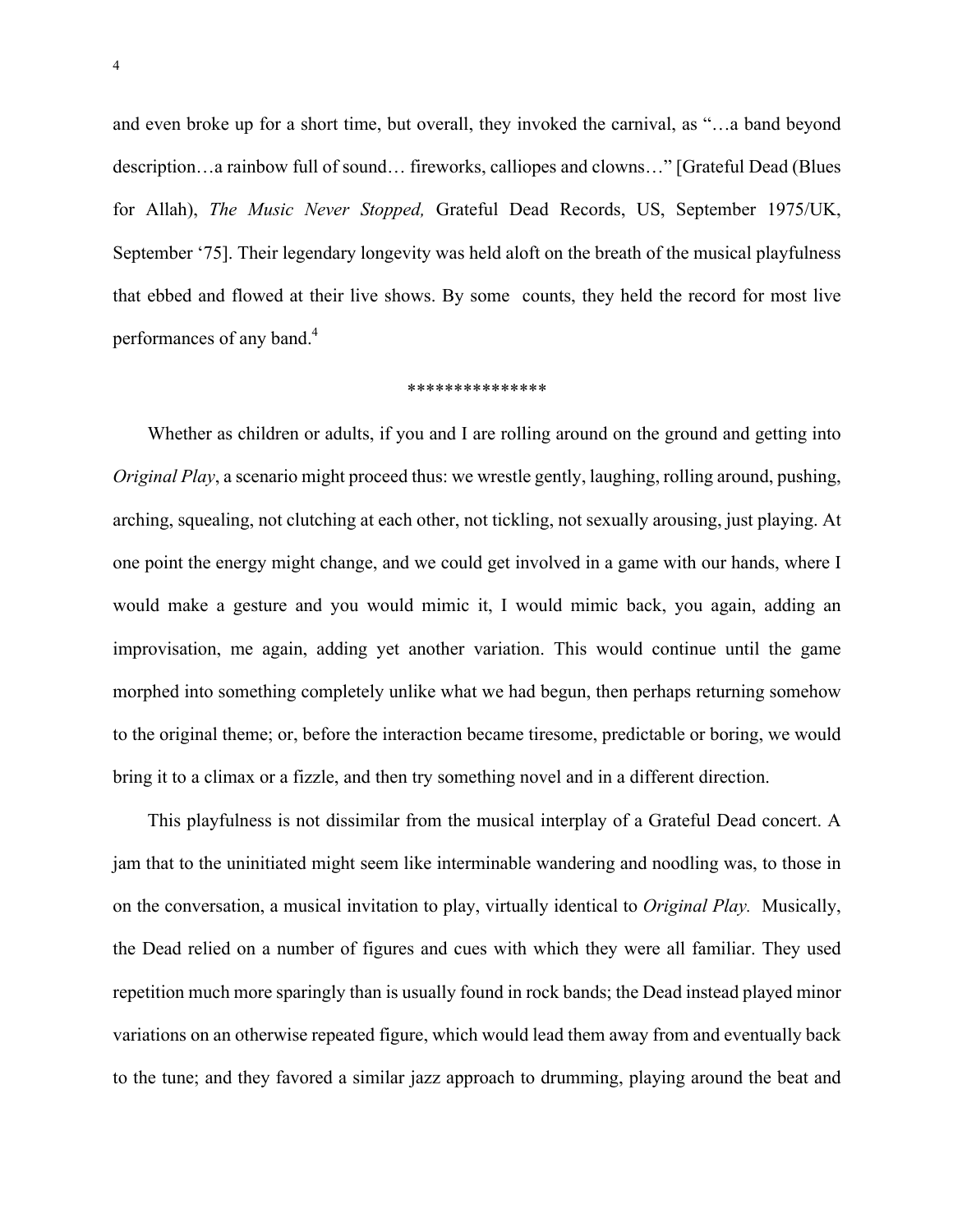and even broke up for a short time, but overall, they invoked the carnival, as "…a band beyond description…a rainbow full of sound… fireworks, calliopes and clowns…" [Grateful Dead (Blues for Allah), *The Music Never Stopped,* Grateful Dead Records, US, September 1975/UK, September '75]. Their legendary longevity was held aloft on the breath of the musical playfulness that ebbed and flowed at their live shows. By some counts, they held the record for most live performances of any band.[4]

***************

Whether as children or adults, if you and I are rolling around on the ground and getting into *Original Play*, a scenario might proceed thus: we wrestle gently, laughing, rolling around, pushing, arching, squealing, not clutching at each other, not tickling, not sexually arousing, just playing. At one point the energy might change, and we could get involved in a game with our hands, where I would make a gesture and you would mimic it, I would mimic back, you again, adding an improvisation, me again, adding yet another variation. This would continue until the game morphed into something completely unlike what we had begun, then perhaps returning somehow to the original theme; or, before the interaction became tiresome, predictable or boring, we would bring it to a climax or a fizzle, and then try something novel and in a different direction.

This playfulness is not dissimilar from the musical interplay of a Grateful Dead concert. A jam that to the uninitiated might seem like interminable wandering and noodling was, to those in on the conversation, a musical invitation to play, virtually identical to *Original Play.* Musically, the Dead relied on a number of figures and cues with which they were all familiar. They used repetition much more sparingly than is usually found in rock bands; the Dead instead played minor variations on an otherwise repeated figure, which would lead them away from and eventually back to the tune; and they favored a similar jazz approach to drumming, playing around the beat and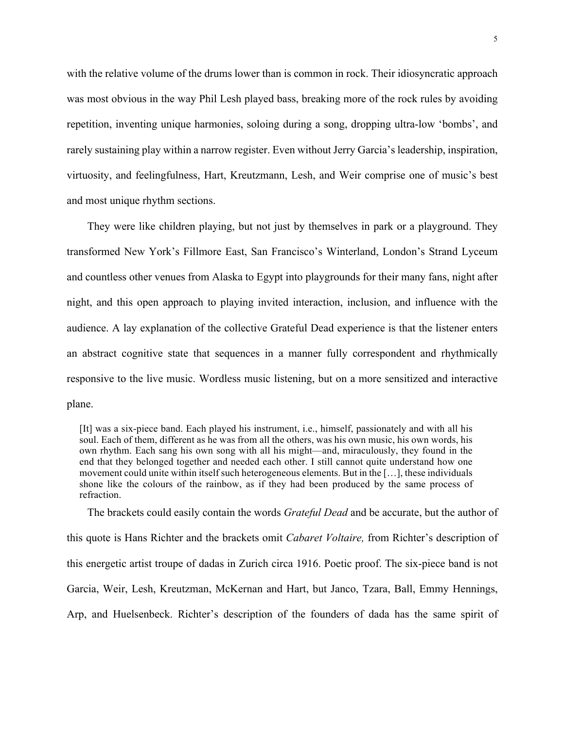with the relative volume of the drums lower than is common in rock. Their idiosyncratic approach was most obvious in the way Phil Lesh played bass, breaking more of the rock rules by avoiding repetition, inventing unique harmonies, soloing during a song, dropping ultra-low 'bombs', and rarely sustaining play within a narrow register. Even without Jerry Garcia's leadership, inspiration, virtuosity, and feelingfulness, Hart, Kreutzmann, Lesh, and Weir comprise one of music's best and most unique rhythm sections.

They were like children playing, but not just by themselves in park or a playground. They transformed New York's Fillmore East, San Francisco's Winterland, London's Strand Lyceum and countless other venues from Alaska to Egypt into playgrounds for their many fans, night after night, and this open approach to playing invited interaction, inclusion, and influence with the audience. A lay explanation of the collective Grateful Dead experience is that the listener enters an abstract cognitive state that sequences in a manner fully correspondent and rhythmically responsive to the live music. Wordless music listening, but on a more sensitized and interactive plane.

> [It] was a six-piece band. Each played his instrument, i.e., himself, passionately and with all his soul. Each of them, different as he was from all the others, was his own music, his own words, his own rhythm. Each sang his own song with all his might—and, miraculously, they found in the end that they belonged together and needed each other. I still cannot quite understand how one movement could unite within itself such heterogeneous elements. But in the […], these individuals shone like the colours of the rainbow, as if they had been produced by the same process of refraction.

The brackets could easily contain the words *Grateful Dead* and be accurate, but the author of this quote is Hans Richter and the brackets omit *Cabaret Voltaire,* from Richter's description of this energetic artist troupe of dadas in Zurich circa 1916. Poetic proof. The six-piece band is not Garcia, Weir, Lesh, Kreutzman, McKernan and Hart, but Janco, Tzara, Ball, Emmy Hennings, Arp, and Huelsenbeck. Richter's description of the founders of dada has the same spirit of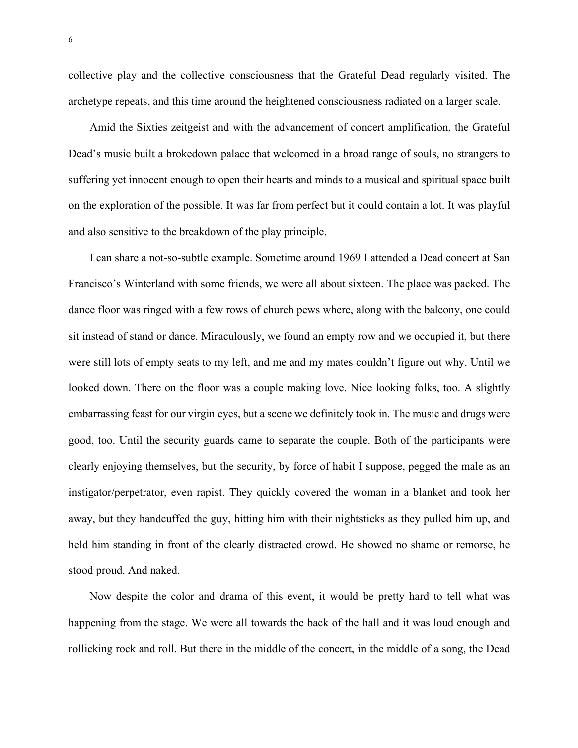collective play and the collective consciousness that the Grateful Dead regularly visited. The archetype repeats, and this time around the heightened consciousness radiated on a larger scale.

Amid the Sixties zeitgeist and with the advancement of concert amplification, the Grateful Dead's music built a brokedown palace that welcomed in a broad range of souls, no strangers to suffering yet innocent enough to open their hearts and minds to a musical and spiritual space built on the exploration of the possible. It was far from perfect but it could contain a lot. It was playful and also sensitive to the breakdown of the play principle.

I can share a not-so-subtle example. Sometime around 1969 I attended a Dead concert at San Francisco's Winterland with some friends, we were all about sixteen. The place was packed. The dance floor was ringed with a few rows of church pews where, along with the balcony, one could sit instead of stand or dance. Miraculously, we found an empty row and we occupied it, but there were still lots of empty seats to my left, and me and my mates couldn't figure out why. Until we looked down. There on the floor was a couple making love. Nice looking folks, too. A slightly embarrassing feast for our virgin eyes, but a scene we definitely took in. The music and drugs were good, too. Until the security guards came to separate the couple. Both of the participants were clearly enjoying themselves, but the security, by force of habit I suppose, pegged the male as an instigator/perpetrator, even rapist. They quickly covered the woman in a blanket and took her away, but they handcuffed the guy, hitting him with their nightsticks as they pulled him up, and held him standing in front of the clearly distracted crowd. He showed no shame or remorse, he stood proud. And naked.

Now despite the color and drama of this event, it would be pretty hard to tell what was happening from the stage. We were all towards the back of the hall and it was loud enough and rollicking rock and roll. But there in the middle of the concert, in the middle of a song, the Dead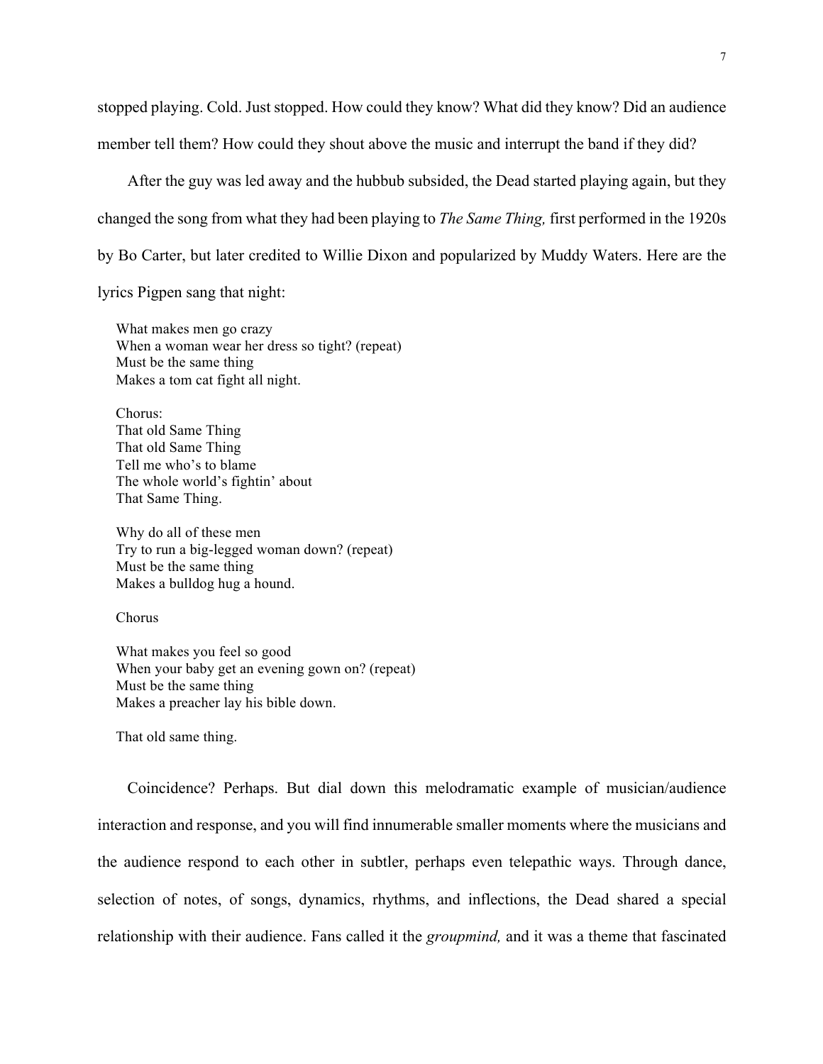stopped playing. Cold. Just stopped. How could they know? What did they know? Did an audience member tell them? How could they shout above the music and interrupt the band if they did?

After the guy was led away and the hubbub subsided, the Dead started playing again, but they changed the song from what they had been playing to *The Same Thing,* first performed in the 1920s by Bo Carter, but later credited to Willie Dixon and popularized by Muddy Waters. Here are the lyrics Pigpen sang that night:

> What makes men go crazy  
> When a woman wear her dress so tight? (repeat)  
> Must be the same thing  
> Makes a tom cat fight all night.
>
> Chorus:  
> That old Same Thing  
> That old Same Thing  
> Tell me who's to blame  
> The whole world's fightin' about  
> That Same Thing.
>
> Why do all of these men  
> Try to run a big-legged woman down? (repeat)  
> Must be the same thing  
> Makes a bulldog hug a hound.
>
> Chorus
>
> What makes you feel so good  
> When your baby get an evening gown on? (repeat)  
> Must be the same thing  
> Makes a preacher lay his bible down.
>
> That old same thing.

Coincidence? Perhaps. But dial down this melodramatic example of musician/audience interaction and response, and you will find innumerable smaller moments where the musicians and the audience respond to each other in subtler, perhaps even telepathic ways. Through dance, selection of notes, of songs, dynamics, rhythms, and inflections, the Dead shared a special relationship with their audience. Fans called it the *groupmind,* and it was a theme that fascinated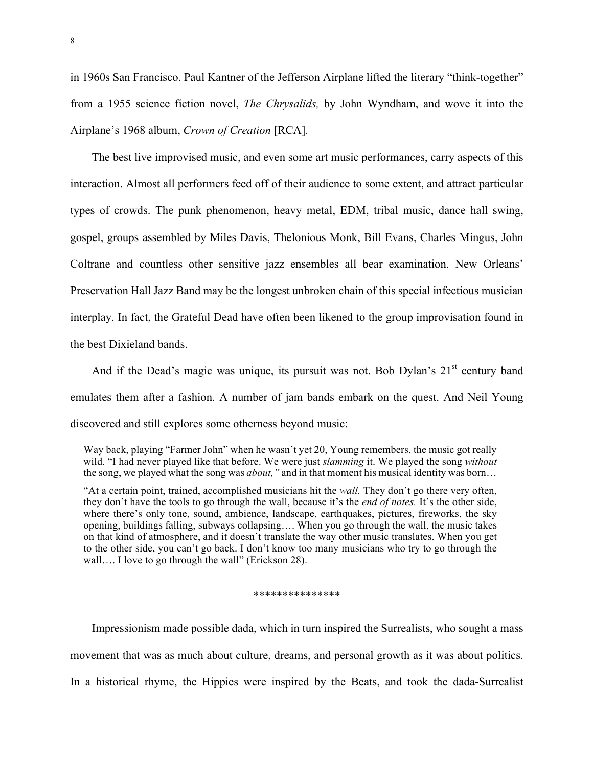in 1960s San Francisco. Paul Kantner of the Jefferson Airplane lifted the literary "think-together" from a 1955 science fiction novel, *The Chrysalids,* by John Wyndham, and wove it into the Airplane's 1968 album, *Crown of Creation* [RCA].

The best live improvised music, and even some art music performances, carry aspects of this interaction. Almost all performers feed off of their audience to some extent, and attract particular types of crowds. The punk phenomenon, heavy metal, EDM, tribal music, dance hall swing, gospel, groups assembled by Miles Davis, Thelonious Monk, Bill Evans, Charles Mingus, John Coltrane and countless other sensitive jazz ensembles all bear examination. New Orleans' Preservation Hall Jazz Band may be the longest unbroken chain of this special infectious musician interplay. In fact, the Grateful Dead have often been likened to the group improvisation found in the best Dixieland bands.

And if the Dead's magic was unique, its pursuit was not. Bob Dylan's 21st century band emulates them after a fashion. A number of jam bands embark on the quest. And Neil Young discovered and still explores some otherness beyond music:

> Way back, playing "Farmer John" when he wasn't yet 20, Young remembers, the music got really wild. "I had never played like that before. We were just *slamming* it. We played the song *without* the song, we played what the song was *about,"* and in that moment his musical identity was born…
>
> "At a certain point, trained, accomplished musicians hit the *wall.* They don't go there very often, they don't have the tools to go through the wall, because it's the *end of notes.* It's the other side, where there's only tone, sound, ambience, landscape, earthquakes, pictures, fireworks, the sky opening, buildings falling, subways collapsing…. When you go through the wall, the music takes on that kind of atmosphere, and it doesn't translate the way other music translates. When you get to the other side, you can't go back. I don't know too many musicians who try to go through the wall…. I love to go through the wall" (Erickson 28).

***************

Impressionism made possible dada, which in turn inspired the Surrealists, who sought a mass movement that was as much about culture, dreams, and personal growth as it was about politics. In a historical rhyme, the Hippies were inspired by the Beats, and took the dada-Surrealist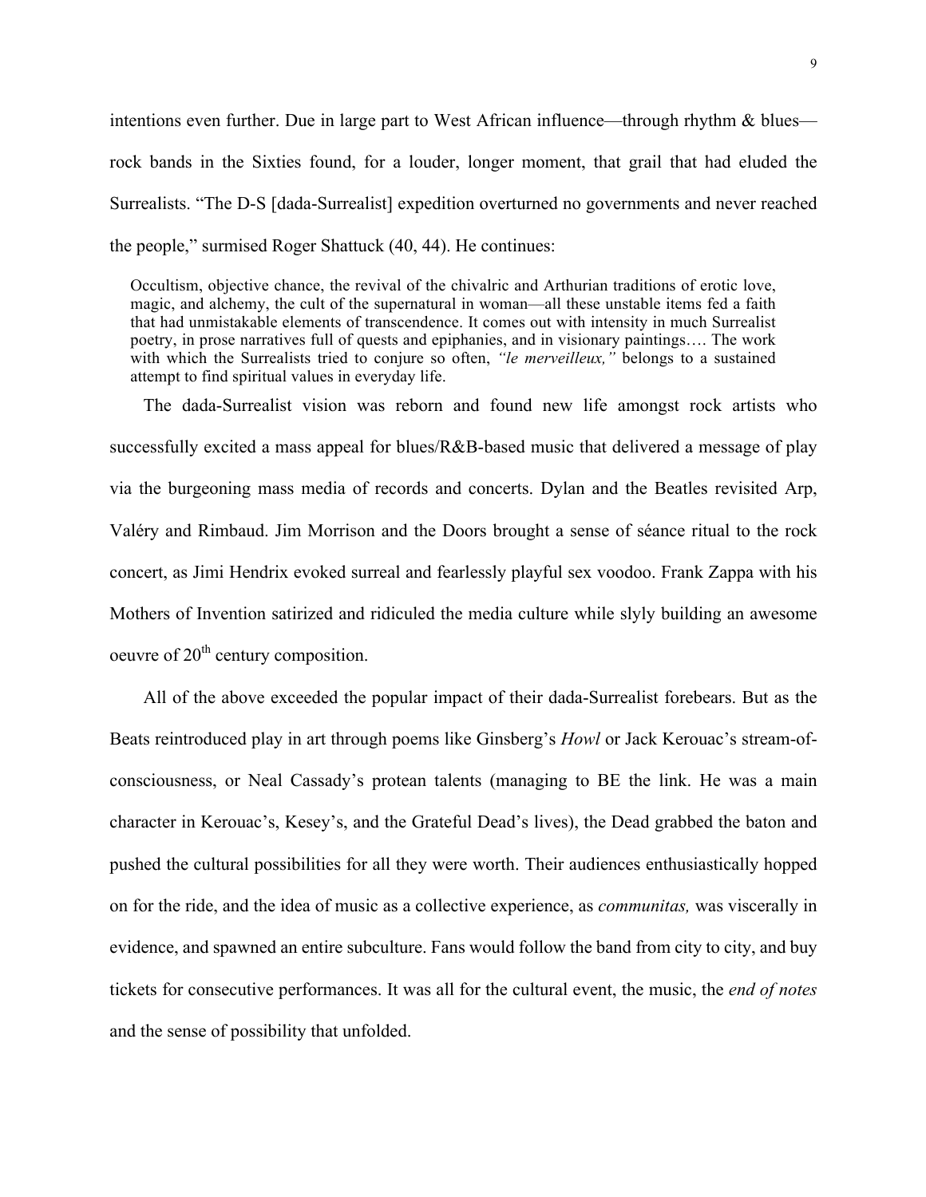intentions even further. Due in large part to West African influence—through rhythm & blues—rock bands in the Sixties found, for a louder, longer moment, that grail that had eluded the Surrealists. "The D-S [dada-Surrealist] expedition overturned no governments and never reached the people," surmised Roger Shattuck (40, 44). He continues:

> Occultism, objective chance, the revival of the chivalric and Arthurian traditions of erotic love, magic, and alchemy, the cult of the supernatural in woman—all these unstable items fed a faith that had unmistakable elements of transcendence. It comes out with intensity in much Surrealist poetry, in prose narratives full of quests and epiphanies, and in visionary paintings…. The work with which the Surrealists tried to conjure so often, *"le merveilleux,"* belongs to a sustained attempt to find spiritual values in everyday life.

The dada-Surrealist vision was reborn and found new life amongst rock artists who successfully excited a mass appeal for blues/R&B-based music that delivered a message of play via the burgeoning mass media of records and concerts. Dylan and the Beatles revisited Arp, Valéry and Rimbaud. Jim Morrison and the Doors brought a sense of séance ritual to the rock concert, as Jimi Hendrix evoked surreal and fearlessly playful sex voodoo. Frank Zappa with his Mothers of Invention satirized and ridiculed the media culture while slyly building an awesome oeuvre of 20th century composition.

All of the above exceeded the popular impact of their dada-Surrealist forebears. But as the Beats reintroduced play in art through poems like Ginsberg's *Howl* or Jack Kerouac's stream-of-consciousness, or Neal Cassady's protean talents (managing to BE the link. He was a main character in Kerouac's, Kesey's, and the Grateful Dead's lives), the Dead grabbed the baton and pushed the cultural possibilities for all they were worth. Their audiences enthusiastically hopped on for the ride, and the idea of music as a collective experience, as *communitas,* was viscerally in evidence, and spawned an entire subculture. Fans would follow the band from city to city, and buy tickets for consecutive performances. It was all for the cultural event, the music, the *end of notes* and the sense of possibility that unfolded.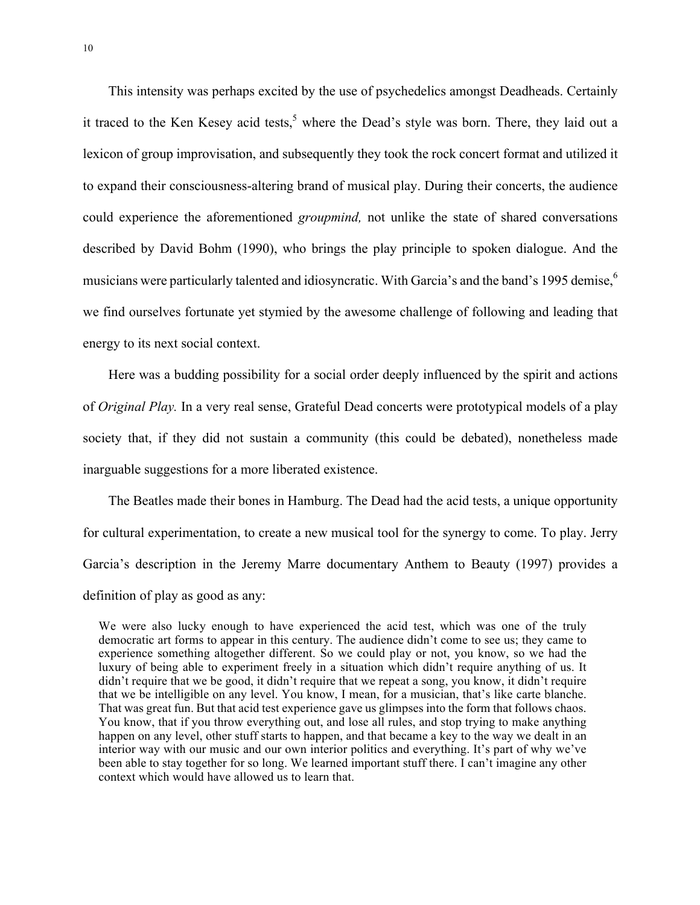This intensity was perhaps excited by the use of psychedelics amongst Deadheads. Certainly it traced to the Ken Kesey acid tests,[5] where the Dead's style was born. There, they laid out a lexicon of group improvisation, and subsequently they took the rock concert format and utilized it to expand their consciousness-altering brand of musical play. During their concerts, the audience could experience the aforementioned *groupmind,* not unlike the state of shared conversations described by David Bohm (1990), who brings the play principle to spoken dialogue. And the musicians were particularly talented and idiosyncratic. With Garcia's and the band's 1995 demise,[6] we find ourselves fortunate yet stymied by the awesome challenge of following and leading that energy to its next social context.

Here was a budding possibility for a social order deeply influenced by the spirit and actions of *Original Play.* In a very real sense, Grateful Dead concerts were prototypical models of a play society that, if they did not sustain a community (this could be debated), nonetheless made inarguable suggestions for a more liberated existence.

The Beatles made their bones in Hamburg. The Dead had the acid tests, a unique opportunity for cultural experimentation, to create a new musical tool for the synergy to come. To play. Jerry Garcia's description in the Jeremy Marre documentary Anthem to Beauty (1997) provides a definition of play as good as any:

> We were also lucky enough to have experienced the acid test, which was one of the truly democratic art forms to appear in this century. The audience didn't come to see us; they came to experience something altogether different. So we could play or not, you know, so we had the luxury of being able to experiment freely in a situation which didn't require anything of us. It didn't require that we be good, it didn't require that we repeat a song, you know, it didn't require that we be intelligible on any level. You know, I mean, for a musician, that's like carte blanche. That was great fun. But that acid test experience gave us glimpses into the form that follows chaos. You know, that if you throw everything out, and lose all rules, and stop trying to make anything happen on any level, other stuff starts to happen, and that became a key to the way we dealt in an interior way with our music and our own interior politics and everything. It's part of why we've been able to stay together for so long. We learned important stuff there. I can't imagine any other context which would have allowed us to learn that.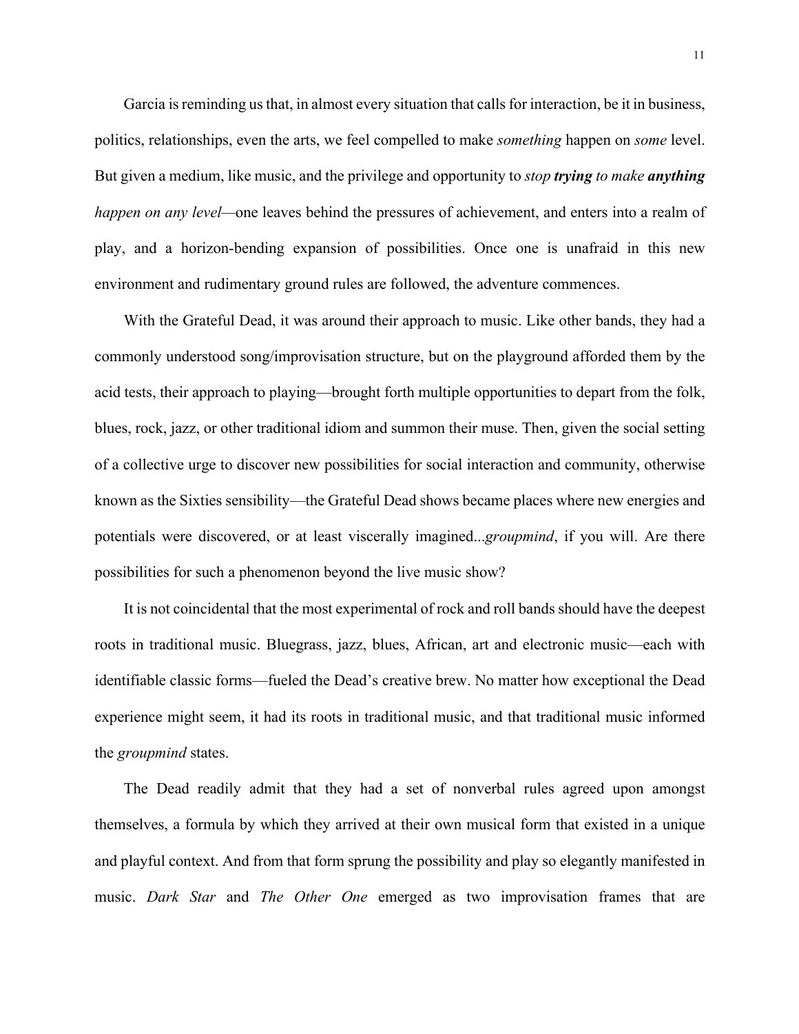Garcia is reminding us that, in almost every situation that calls for interaction, be it in business, politics, relationships, even the arts, we feel compelled to make *something* happen on *some* level. But given a medium, like music, and the privilege and opportunity to *stop* ***trying*** *to make* ***anything*** *happen on any level*—one leaves behind the pressures of achievement, and enters into a realm of play, and a horizon-bending expansion of possibilities. Once one is unafraid in this new environment and rudimentary ground rules are followed, the adventure commences.

With the Grateful Dead, it was around their approach to music. Like other bands, they had a commonly understood song/improvisation structure, but on the playground afforded them by the acid tests, their approach to playing—brought forth multiple opportunities to depart from the folk, blues, rock, jazz, or other traditional idiom and summon their muse. Then, given the social setting of a collective urge to discover new possibilities for social interaction and community, otherwise known as the Sixties sensibility—the Grateful Dead shows became places where new energies and potentials were discovered, or at least viscerally imagined...*groupmind*, if you will. Are there possibilities for such a phenomenon beyond the live music show?

It is not coincidental that the most experimental of rock and roll bands should have the deepest roots in traditional music. Bluegrass, jazz, blues, African, art and electronic music—each with identifiable classic forms—fueled the Dead's creative brew. No matter how exceptional the Dead experience might seem, it had its roots in traditional music, and that traditional music informed the *groupmind* states.

The Dead readily admit that they had a set of nonverbal rules agreed upon amongst themselves, a formula by which they arrived at their own musical form that existed in a unique and playful context. And from that form sprung the possibility and play so elegantly manifested in music. *Dark Star* and *The Other One* emerged as two improvisation frames that are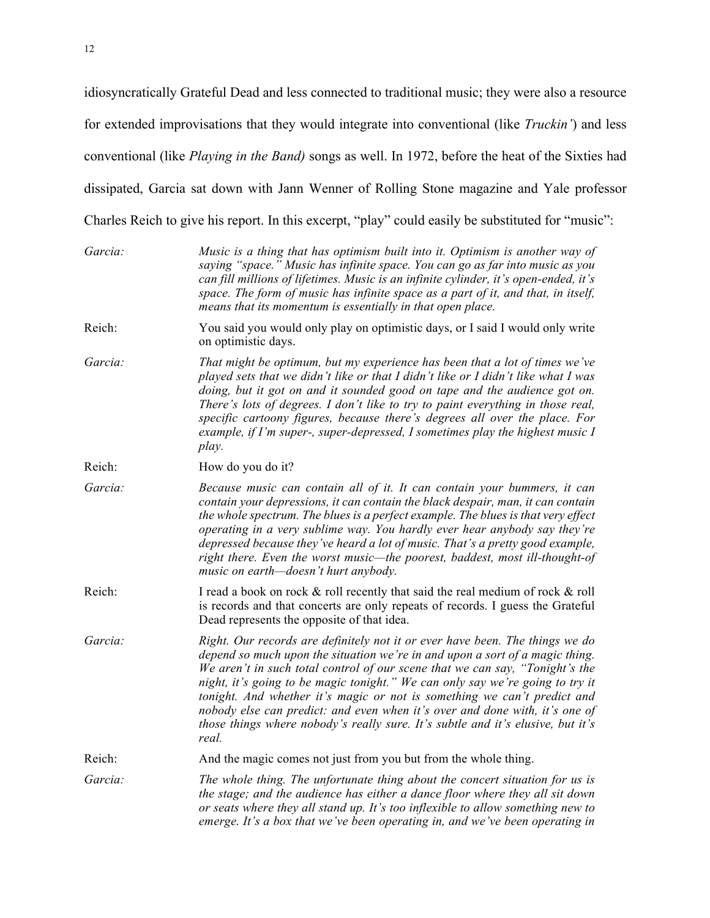idiosyncratically Grateful Dead and less connected to traditional music; they were also a resource for extended improvisations that they would integrate into conventional (like *Truckin'*) and less conventional (like *Playing in the Band)* songs as well. In 1972, before the heat of the Sixties had dissipated, Garcia sat down with Jann Wenner of Rolling Stone magazine and Yale professor Charles Reich to give his report. In this excerpt, "play" could easily be substituted for "music":

*Garcia:* *Music is a thing that has optimism built into it. Optimism is another way of saying "space." Music has infinite space. You can go as far into music as you can fill millions of lifetimes. Music is an infinite cylinder, it's open-ended, it's space. The form of music has infinite space as a part of it, and that, in itself, means that its momentum is essentially in that open place.*

Reich: You said you would only play on optimistic days, or I said I would only write on optimistic days.

*Garcia:* *That might be optimum, but my experience has been that a lot of times we've played sets that we didn't like or that I didn't like or I didn't like what I was doing, but it got on and it sounded good on tape and the audience got on. There's lots of degrees. I don't like to try to paint everything in those real, specific cartoony figures, because there's degrees all over the place. For example, if I'm super-, super-depressed, I sometimes play the highest music I play.*

Reich: How do you do it?

*Garcia:* *Because music can contain all of it. It can contain your bummers, it can contain your depressions, it can contain the black despair, man, it can contain the whole spectrum. The blues is a perfect example. The blues is that very effect operating in a very sublime way. You hardly ever hear anybody say they're depressed because they've heard a lot of music. That's a pretty good example, right there. Even the worst music—the poorest, baddest, most ill-thought-of music on earth—doesn't hurt anybody.*

Reich: I read a book on rock & roll recently that said the real medium of rock & roll is records and that concerts are only repeats of records. I guess the Grateful Dead represents the opposite of that idea.

*Garcia:* *Right. Our records are definitely not it or ever have been. The things we do depend so much upon the situation we're in and upon a sort of a magic thing. We aren't in such total control of our scene that we can say, "Tonight's the night, it's going to be magic tonight." We can only say we're going to try it tonight. And whether it's magic or not is something we can't predict and nobody else can predict: and even when it's over and done with, it's one of those things where nobody's really sure. It's subtle and it's elusive, but it's real.*

Reich: And the magic comes not just from you but from the whole thing.

*Garcia:* *The whole thing. The unfortunate thing about the concert situation for us is the stage; and the audience has either a dance floor where they all sit down or seats where they all stand up. It's too inflexible to allow something new to emerge. It's a box that we've been operating in, and we've been operating in*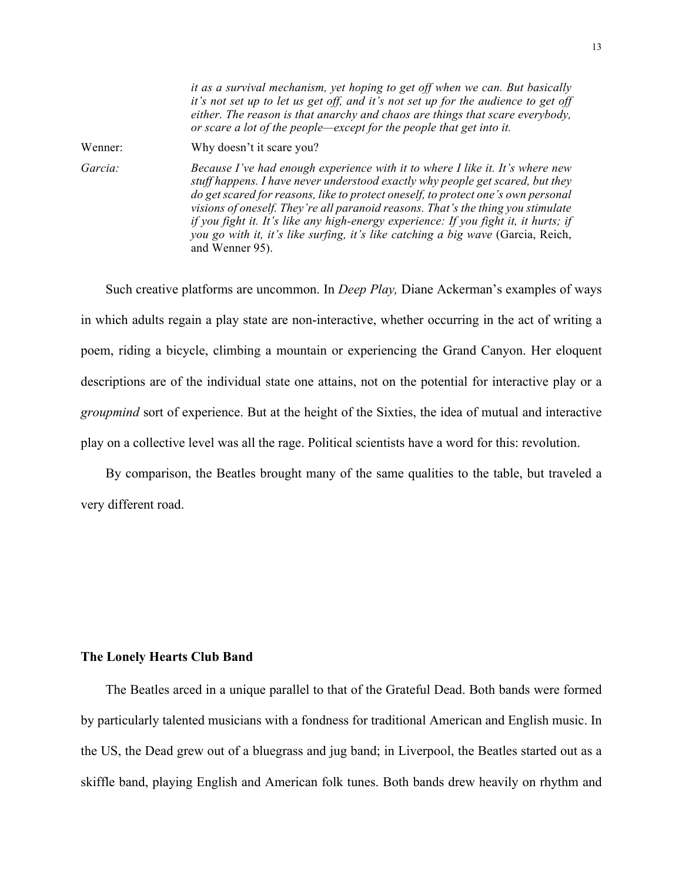*it as a survival mechanism, yet hoping to get off when we can. But basically it's not set up to let us get off, and it's not set up for the audience to get off either. The reason is that anarchy and chaos are things that scare everybody, or scare a lot of the people—except for the people that get into it.*

Wenner: Why doesn't it scare you?

*Garcia:* *Because I've had enough experience with it to where I like it. It's where new stuff happens. I have never understood exactly why people get scared, but they do get scared for reasons, like to protect oneself, to protect one's own personal visions of oneself. They're all paranoid reasons. That's the thing you stimulate if you fight it. It's like any high-energy experience: If you fight it, it hurts; if you go with it, it's like surfing, it's like catching a big wave* (Garcia, Reich, and Wenner 95).

Such creative platforms are uncommon. In *Deep Play,* Diane Ackerman's examples of ways in which adults regain a play state are non-interactive, whether occurring in the act of writing a poem, riding a bicycle, climbing a mountain or experiencing the Grand Canyon. Her eloquent descriptions are of the individual state one attains, not on the potential for interactive play or a *groupmind* sort of experience. But at the height of the Sixties, the idea of mutual and interactive play on a collective level was all the rage. Political scientists have a word for this: revolution.

By comparison, the Beatles brought many of the same qualities to the table, but traveled a very different road.

**The Lonely Hearts Club Band**

The Beatles arced in a unique parallel to that of the Grateful Dead. Both bands were formed by particularly talented musicians with a fondness for traditional American and English music. In the US, the Dead grew out of a bluegrass and jug band; in Liverpool, the Beatles started out as a skiffle band, playing English and American folk tunes. Both bands drew heavily on rhythm and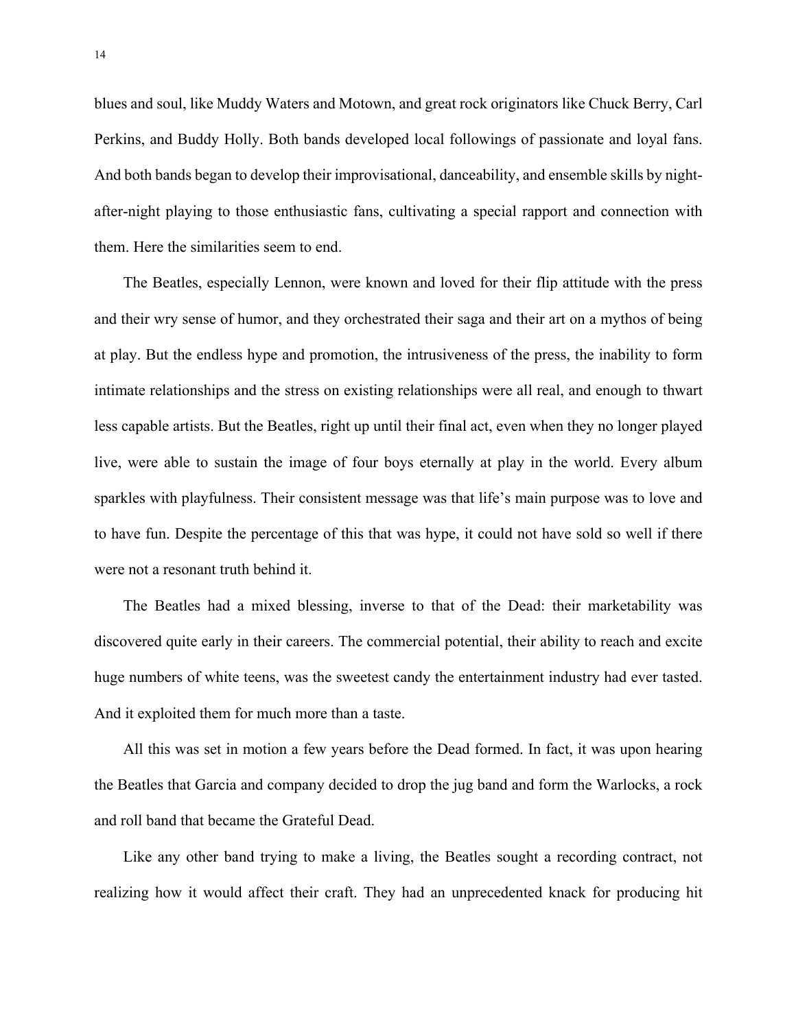blues and soul, like Muddy Waters and Motown, and great rock originators like Chuck Berry, Carl Perkins, and Buddy Holly. Both bands developed local followings of passionate and loyal fans. And both bands began to develop their improvisational, danceability, and ensemble skills by night-after-night playing to those enthusiastic fans, cultivating a special rapport and connection with them. Here the similarities seem to end.

The Beatles, especially Lennon, were known and loved for their flip attitude with the press and their wry sense of humor, and they orchestrated their saga and their art on a mythos of being at play. But the endless hype and promotion, the intrusiveness of the press, the inability to form intimate relationships and the stress on existing relationships were all real, and enough to thwart less capable artists. But the Beatles, right up until their final act, even when they no longer played live, were able to sustain the image of four boys eternally at play in the world. Every album sparkles with playfulness. Their consistent message was that life's main purpose was to love and to have fun. Despite the percentage of this that was hype, it could not have sold so well if there were not a resonant truth behind it.

The Beatles had a mixed blessing, inverse to that of the Dead: their marketability was discovered quite early in their careers. The commercial potential, their ability to reach and excite huge numbers of white teens, was the sweetest candy the entertainment industry had ever tasted. And it exploited them for much more than a taste.

All this was set in motion a few years before the Dead formed. In fact, it was upon hearing the Beatles that Garcia and company decided to drop the jug band and form the Warlocks, a rock and roll band that became the Grateful Dead.

Like any other band trying to make a living, the Beatles sought a recording contract, not realizing how it would affect their craft. They had an unprecedented knack for producing hit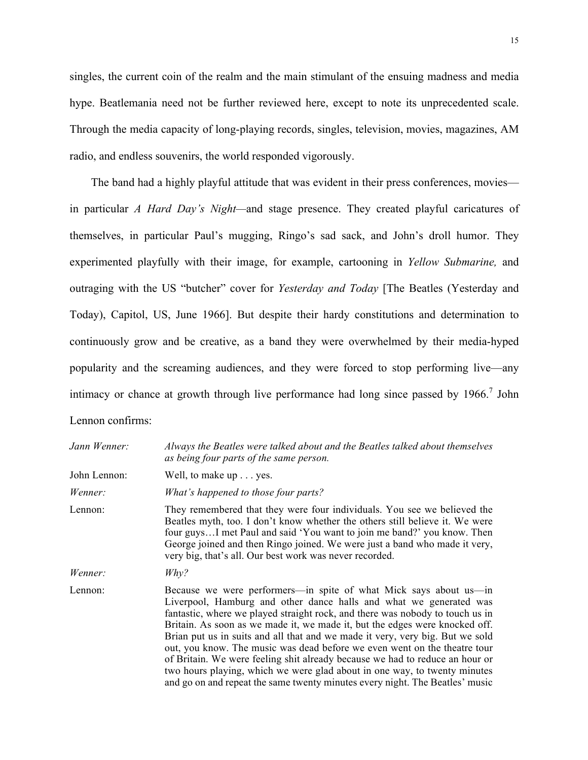singles, the current coin of the realm and the main stimulant of the ensuing madness and media hype. Beatlemania need not be further reviewed here, except to note its unprecedented scale. Through the media capacity of long-playing records, singles, television, movies, magazines, AM radio, and endless souvenirs, the world responded vigorously.

The band had a highly playful attitude that was evident in their press conferences, movies—in particular *A Hard Day's Night*—and stage presence. They created playful caricatures of themselves, in particular Paul's mugging, Ringo's sad sack, and John's droll humor. They experimented playfully with their image, for example, cartooning in *Yellow Submarine,* and outraging with the US "butcher" cover for *Yesterday and Today* [The Beatles (Yesterday and Today), Capitol, US, June 1966]. But despite their hardy constitutions and determination to continuously grow and be creative, as a band they were overwhelmed by their media-hyped popularity and the screaming audiences, and they were forced to stop performing live—any intimacy or chance at growth through live performance had long since passed by 1966.[7] John Lennon confirms:

| | |
|---|---|
| *Jann Wenner:* | *Always the Beatles were talked about and the Beatles talked about themselves as being four parts of the same person.* |
| John Lennon: | Well, to make up . . . yes. |
| *Wenner:* | *What's happened to those four parts?* |
| Lennon: | They remembered that they were four individuals. You see we believed the Beatles myth, too. I don't know whether the others still believe it. We were four guys…I met Paul and said 'You want to join me band?' you know. Then George joined and then Ringo joined. We were just a band who made it very, very big, that's all. Our best work was never recorded. |
| *Wenner:* | *Why?* |
| Lennon: | Because we were performers—in spite of what Mick says about us—in Liverpool, Hamburg and other dance halls and what we generated was fantastic, where we played straight rock, and there was nobody to touch us in Britain. As soon as we made it, we made it, but the edges were knocked off. Brian put us in suits and all that and we made it very, very big. But we sold out, you know. The music was dead before we even went on the theatre tour of Britain. We were feeling shit already because we had to reduce an hour or two hours playing, which we were glad about in one way, to twenty minutes and go on and repeat the same twenty minutes every night. The Beatles' music |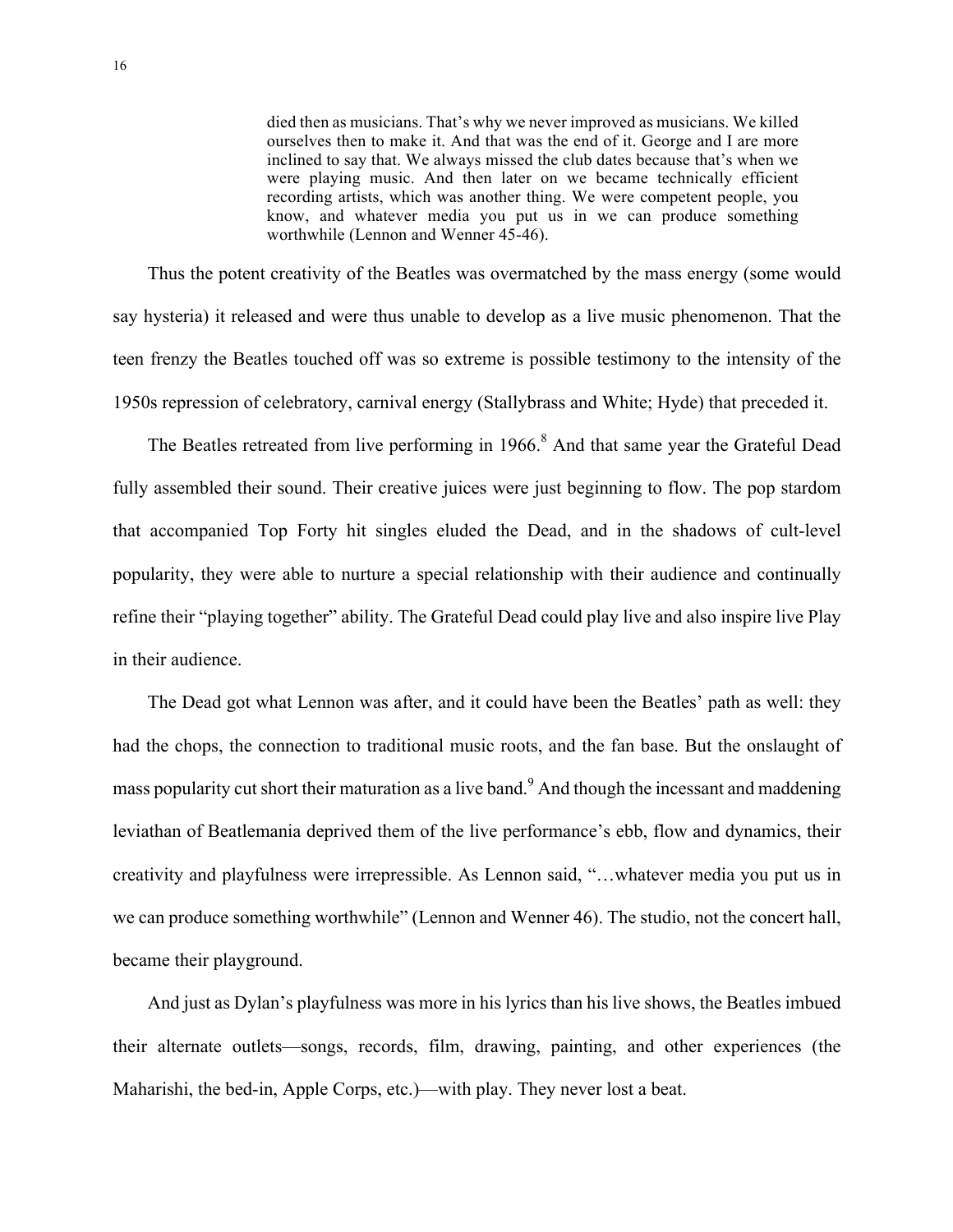> died then as musicians. That's why we never improved as musicians. We killed ourselves then to make it. And that was the end of it. George and I are more inclined to say that. We always missed the club dates because that's when we were playing music. And then later on we became technically efficient recording artists, which was another thing. We were competent people, you know, and whatever media you put us in we can produce something worthwhile (Lennon and Wenner 45-46).

Thus the potent creativity of the Beatles was overmatched by the mass energy (some would say hysteria) it released and were thus unable to develop as a live music phenomenon. That the teen frenzy the Beatles touched off was so extreme is possible testimony to the intensity of the 1950s repression of celebratory, carnival energy (Stallybrass and White; Hyde) that preceded it.

The Beatles retreated from live performing in 1966.[8] And that same year the Grateful Dead fully assembled their sound. Their creative juices were just beginning to flow. The pop stardom that accompanied Top Forty hit singles eluded the Dead, and in the shadows of cult-level popularity, they were able to nurture a special relationship with their audience and continually refine their "playing together" ability. The Grateful Dead could play live and also inspire live Play in their audience.

The Dead got what Lennon was after, and it could have been the Beatles' path as well: they had the chops, the connection to traditional music roots, and the fan base. But the onslaught of mass popularity cut short their maturation as a live band.[9] And though the incessant and maddening leviathan of Beatlemania deprived them of the live performance's ebb, flow and dynamics, their creativity and playfulness were irrepressible. As Lennon said, "…whatever media you put us in we can produce something worthwhile" (Lennon and Wenner 46). The studio, not the concert hall, became their playground.

And just as Dylan's playfulness was more in his lyrics than his live shows, the Beatles imbued their alternate outlets—songs, records, film, drawing, painting, and other experiences (the Maharishi, the bed-in, Apple Corps, etc.)—with play. They never lost a beat.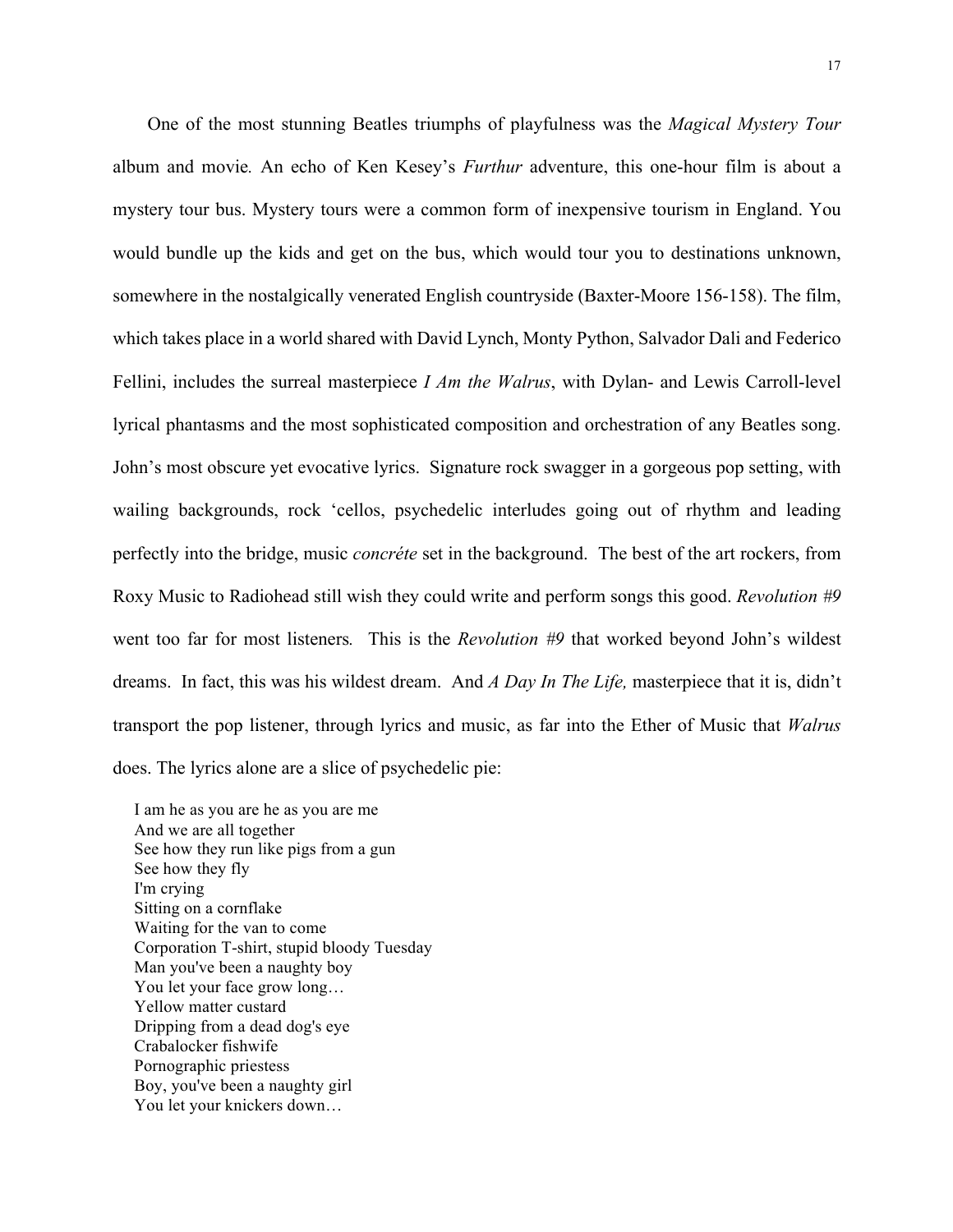One of the most stunning Beatles triumphs of playfulness was the *Magical Mystery Tour* album and movie*.* An echo of Ken Kesey's *Furthur* adventure, this one-hour film is about a mystery tour bus. Mystery tours were a common form of inexpensive tourism in England. You would bundle up the kids and get on the bus, which would tour you to destinations unknown, somewhere in the nostalgically venerated English countryside (Baxter-Moore 156-158). The film, which takes place in a world shared with David Lynch, Monty Python, Salvador Dali and Federico Fellini, includes the surreal masterpiece *I Am the Walrus*, with Dylan- and Lewis Carroll-level lyrical phantasms and the most sophisticated composition and orchestration of any Beatles song. John's most obscure yet evocative lyrics. Signature rock swagger in a gorgeous pop setting, with wailing backgrounds, rock 'cellos, psychedelic interludes going out of rhythm and leading perfectly into the bridge, music *concréte* set in the background. The best of the art rockers, from Roxy Music to Radiohead still wish they could write and perform songs this good. *Revolution #9* went too far for most listeners*.* This is the *Revolution #9* that worked beyond John's wildest dreams. In fact, this was his wildest dream. And *A Day In The Life,* masterpiece that it is, didn't transport the pop listener, through lyrics and music, as far into the Ether of Music that *Walrus* does. The lyrics alone are a slice of psychedelic pie:

> I am he as you are he as you are me
> And we are all together
> See how they run like pigs from a gun
> See how they fly
> I'm crying
> Sitting on a cornflake
> Waiting for the van to come
> Corporation T-shirt, stupid bloody Tuesday
> Man you've been a naughty boy
> You let your face grow long…
> Yellow matter custard
> Dripping from a dead dog's eye
> Crabalocker fishwife
> Pornographic priestess
> Boy, you've been a naughty girl
> You let your knickers down…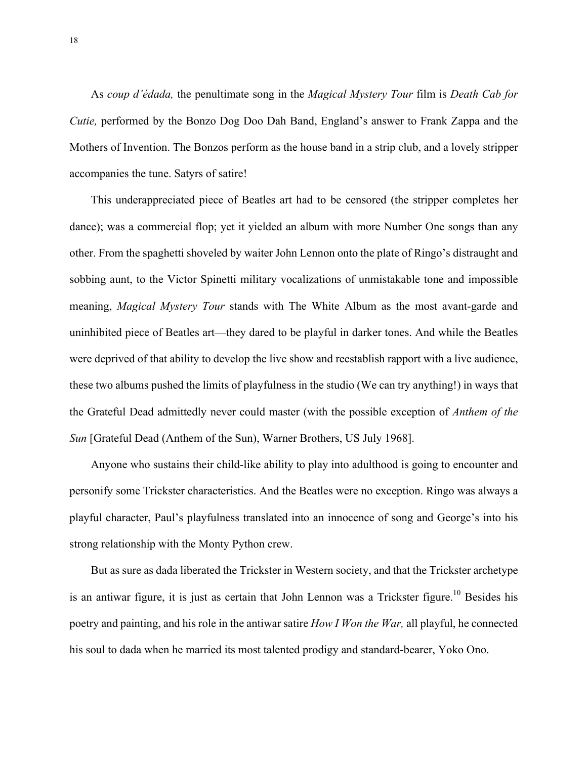As *coup d'édada,* the penultimate song in the *Magical Mystery Tour* film is *Death Cab for Cutie,* performed by the Bonzo Dog Doo Dah Band, England's answer to Frank Zappa and the Mothers of Invention. The Bonzos perform as the house band in a strip club, and a lovely stripper accompanies the tune. Satyrs of satire!

This underappreciated piece of Beatles art had to be censored (the stripper completes her dance); was a commercial flop; yet it yielded an album with more Number One songs than any other. From the spaghetti shoveled by waiter John Lennon onto the plate of Ringo's distraught and sobbing aunt, to the Victor Spinetti military vocalizations of unmistakable tone and impossible meaning, *Magical Mystery Tour* stands with The White Album as the most avant-garde and uninhibited piece of Beatles art—they dared to be playful in darker tones. And while the Beatles were deprived of that ability to develop the live show and reestablish rapport with a live audience, these two albums pushed the limits of playfulness in the studio (We can try anything!) in ways that the Grateful Dead admittedly never could master (with the possible exception of *Anthem of the Sun* [Grateful Dead (Anthem of the Sun), Warner Brothers, US July 1968].

Anyone who sustains their child-like ability to play into adulthood is going to encounter and personify some Trickster characteristics. And the Beatles were no exception. Ringo was always a playful character, Paul's playfulness translated into an innocence of song and George's into his strong relationship with the Monty Python crew.

But as sure as dada liberated the Trickster in Western society, and that the Trickster archetype is an antiwar figure, it is just as certain that John Lennon was a Trickster figure.[10] Besides his poetry and painting, and his role in the antiwar satire *How I Won the War,* all playful, he connected his soul to dada when he married its most talented prodigy and standard-bearer, Yoko Ono.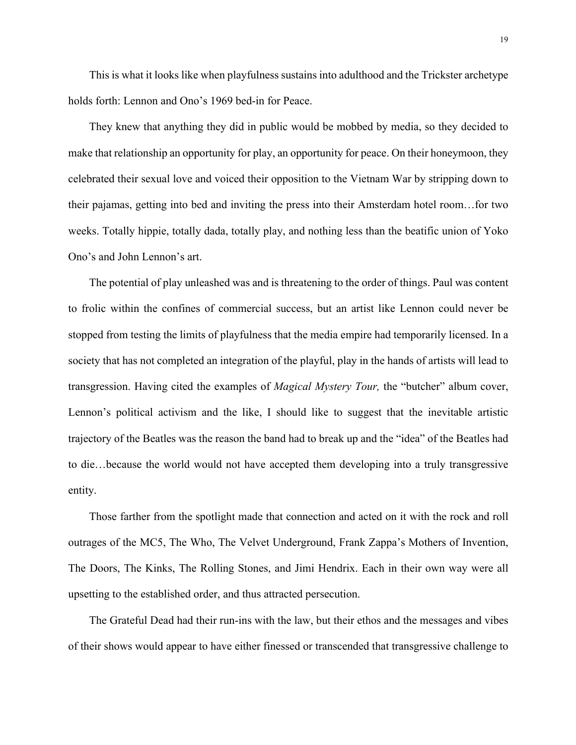This is what it looks like when playfulness sustains into adulthood and the Trickster archetype holds forth: Lennon and Ono's 1969 bed-in for Peace.

They knew that anything they did in public would be mobbed by media, so they decided to make that relationship an opportunity for play, an opportunity for peace. On their honeymoon, they celebrated their sexual love and voiced their opposition to the Vietnam War by stripping down to their pajamas, getting into bed and inviting the press into their Amsterdam hotel room…for two weeks. Totally hippie, totally dada, totally play, and nothing less than the beatific union of Yoko Ono's and John Lennon's art.

The potential of play unleashed was and is threatening to the order of things. Paul was content to frolic within the confines of commercial success, but an artist like Lennon could never be stopped from testing the limits of playfulness that the media empire had temporarily licensed. In a society that has not completed an integration of the playful, play in the hands of artists will lead to transgression. Having cited the examples of *Magical Mystery Tour,* the "butcher" album cover, Lennon's political activism and the like, I should like to suggest that the inevitable artistic trajectory of the Beatles was the reason the band had to break up and the "idea" of the Beatles had to die…because the world would not have accepted them developing into a truly transgressive entity.

Those farther from the spotlight made that connection and acted on it with the rock and roll outrages of the MC5, The Who, The Velvet Underground, Frank Zappa's Mothers of Invention, The Doors, The Kinks, The Rolling Stones, and Jimi Hendrix. Each in their own way were all upsetting to the established order, and thus attracted persecution.

The Grateful Dead had their run-ins with the law, but their ethos and the messages and vibes of their shows would appear to have either finessed or transcended that transgressive challenge to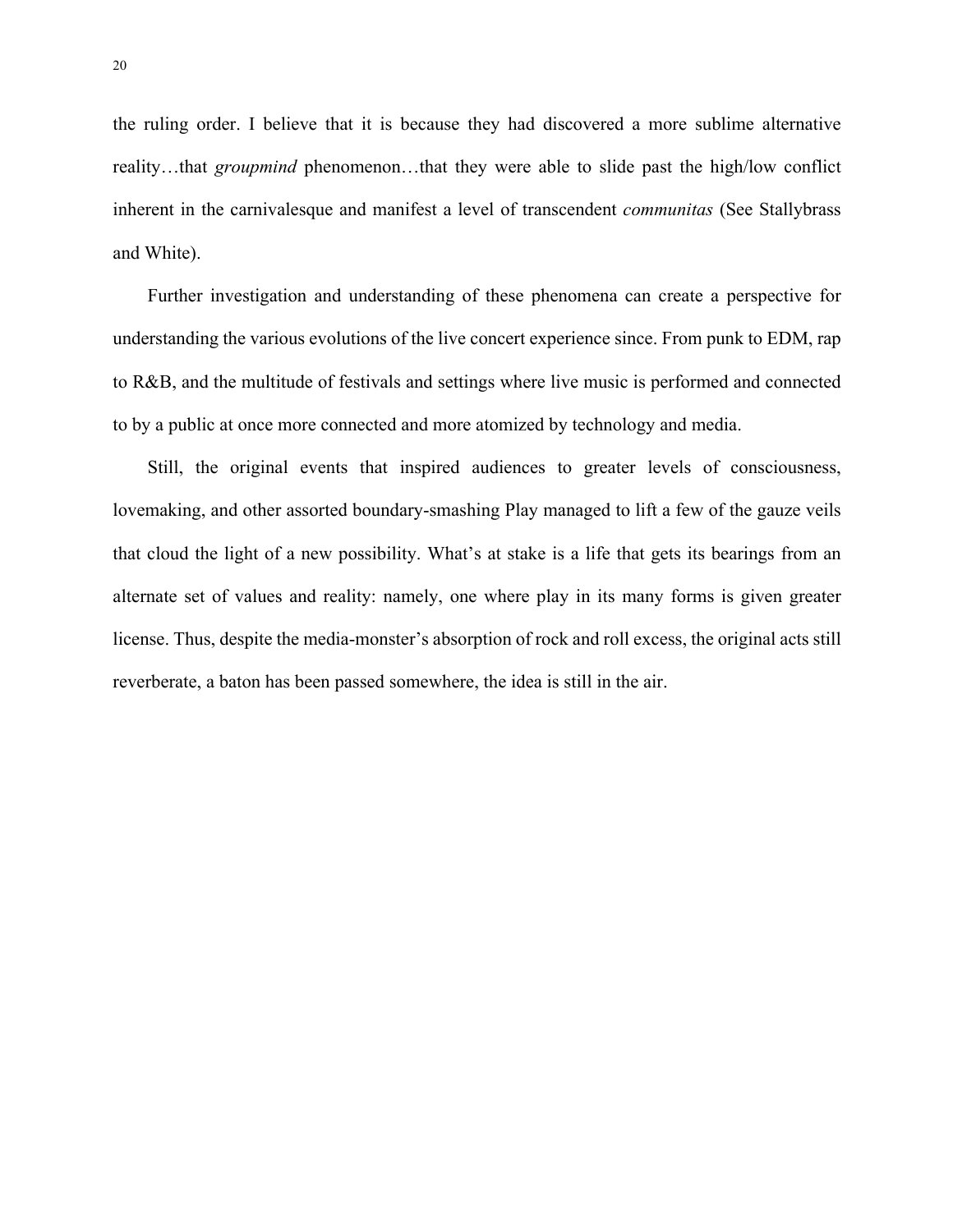the ruling order. I believe that it is because they had discovered a more sublime alternative reality…that *groupmind* phenomenon…that they were able to slide past the high/low conflict inherent in the carnivalesque and manifest a level of transcendent *communitas* (See Stallybrass and White).

Further investigation and understanding of these phenomena can create a perspective for understanding the various evolutions of the live concert experience since. From punk to EDM, rap to R&B, and the multitude of festivals and settings where live music is performed and connected to by a public at once more connected and more atomized by technology and media.

Still, the original events that inspired audiences to greater levels of consciousness, lovemaking, and other assorted boundary-smashing Play managed to lift a few of the gauze veils that cloud the light of a new possibility. What's at stake is a life that gets its bearings from an alternate set of values and reality: namely, one where play in its many forms is given greater license. Thus, despite the media-monster's absorption of rock and roll excess, the original acts still reverberate, a baton has been passed somewhere, the idea is still in the air.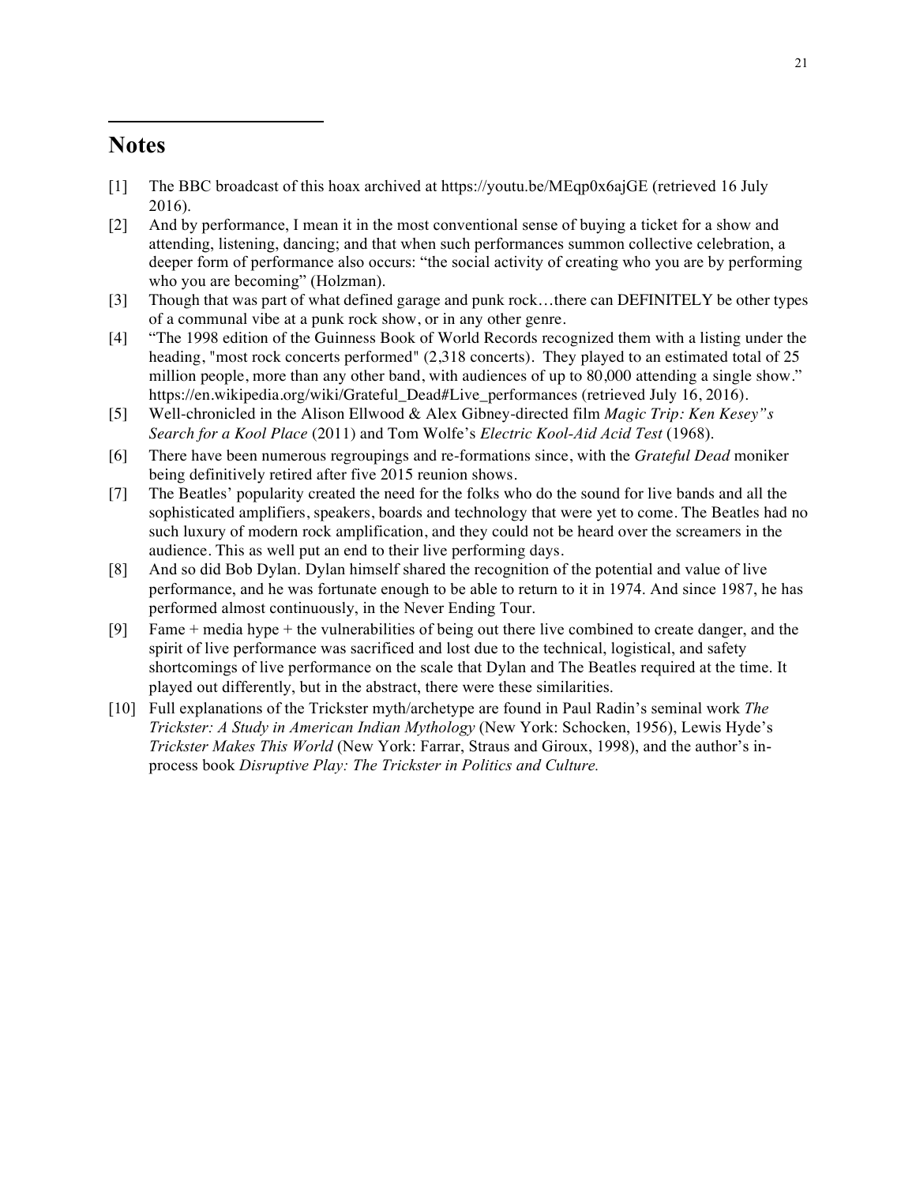## Notes

[1] The BBC broadcast of this hoax archived at https://youtu.be/MEqp0x6ajGE (retrieved 16 July 2016).

[2] And by performance, I mean it in the most conventional sense of buying a ticket for a show and attending, listening, dancing; and that when such performances summon collective celebration, a deeper form of performance also occurs: "the social activity of creating who you are by performing who you are becoming" (Holzman).

[3] Though that was part of what defined garage and punk rock…there can DEFINITELY be other types of a communal vibe at a punk rock show, or in any other genre.

[4] "The 1998 edition of the Guinness Book of World Records recognized them with a listing under the heading, "most rock concerts performed" (2,318 concerts). They played to an estimated total of 25 million people, more than any other band, with audiences of up to 80,000 attending a single show." https://en.wikipedia.org/wiki/Grateful_Dead#Live_performances (retrieved July 16, 2016).

[5] Well-chronicled in the Alison Ellwood & Alex Gibney-directed film *Magic Trip: Ken Kesey"s Search for a Kool Place* (2011) and Tom Wolfe's *Electric Kool-Aid Acid Test* (1968).

[6] There have been numerous regroupings and re-formations since, with the *Grateful Dead* moniker being definitively retired after five 2015 reunion shows.

[7] The Beatles' popularity created the need for the folks who do the sound for live bands and all the sophisticated amplifiers, speakers, boards and technology that were yet to come. The Beatles had no such luxury of modern rock amplification, and they could not be heard over the screamers in the audience. This as well put an end to their live performing days.

[8] And so did Bob Dylan. Dylan himself shared the recognition of the potential and value of live performance, and he was fortunate enough to be able to return to it in 1974. And since 1987, he has performed almost continuously, in the Never Ending Tour.

[9] Fame + media hype + the vulnerabilities of being out there live combined to create danger, and the spirit of live performance was sacrificed and lost due to the technical, logistical, and safety shortcomings of live performance on the scale that Dylan and The Beatles required at the time. It played out differently, but in the abstract, there were these similarities.

[10] Full explanations of the Trickster myth/archetype are found in Paul Radin's seminal work *The Trickster: A Study in American Indian Mythology* (New York: Schocken, 1956), Lewis Hyde's *Trickster Makes This World* (New York: Farrar, Straus and Giroux, 1998), and the author's in-process book *Disruptive Play: The Trickster in Politics and Culture.*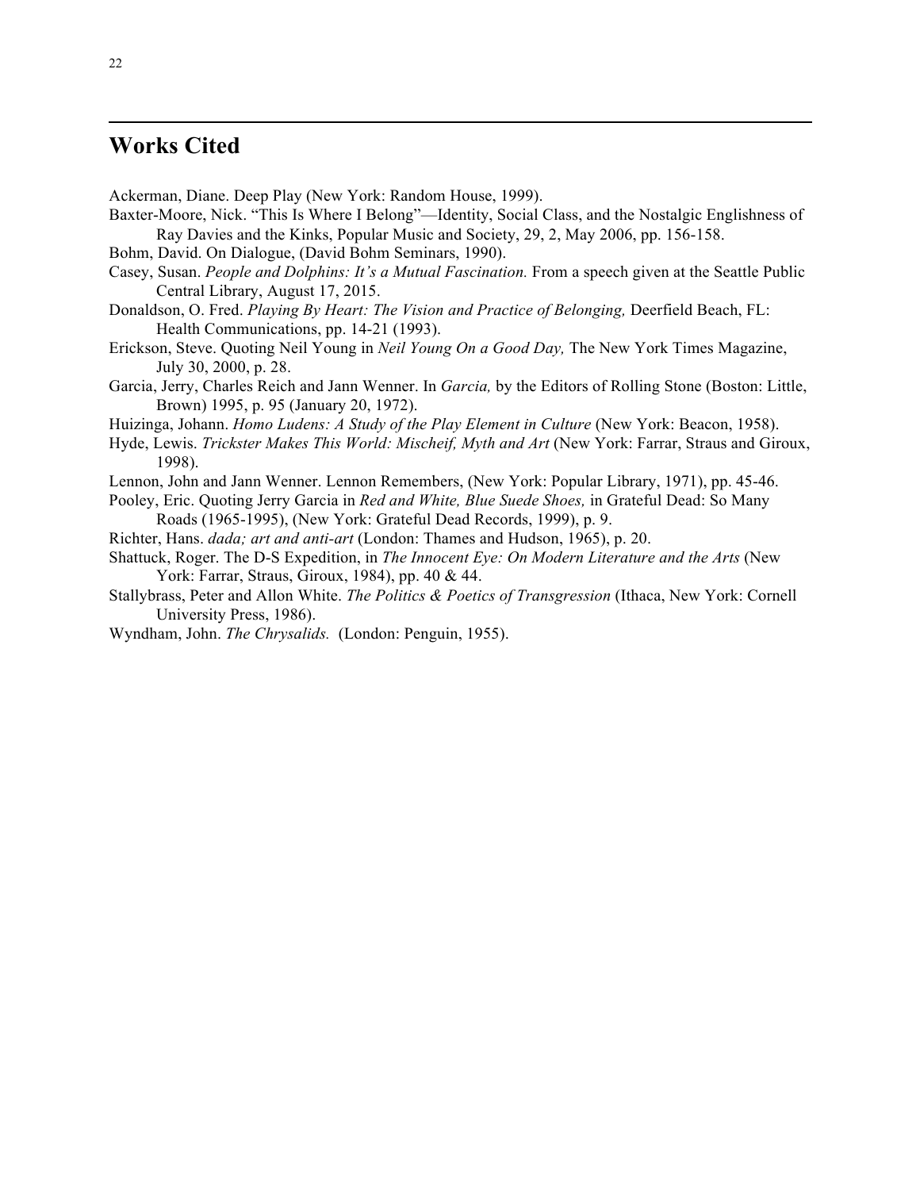## Works Cited

Ackerman, Diane. Deep Play (New York: Random House, 1999).

Baxter-Moore, Nick. "This Is Where I Belong"—Identity, Social Class, and the Nostalgic Englishness of Ray Davies and the Kinks, Popular Music and Society, 29, 2, May 2006, pp. 156-158.

Bohm, David. On Dialogue, (David Bohm Seminars, 1990).

Casey, Susan. *People and Dolphins: It's a Mutual Fascination.* From a speech given at the Seattle Public Central Library, August 17, 2015.

Donaldson, O. Fred. *Playing By Heart: The Vision and Practice of Belonging,* Deerfield Beach, FL: Health Communications, pp. 14-21 (1993).

Erickson, Steve. Quoting Neil Young in *Neil Young On a Good Day,* The New York Times Magazine, July 30, 2000, p. 28.

Garcia, Jerry, Charles Reich and Jann Wenner. In *Garcia,* by the Editors of Rolling Stone (Boston: Little, Brown) 1995, p. 95 (January 20, 1972).

Huizinga, Johann. *Homo Ludens: A Study of the Play Element in Culture* (New York: Beacon, 1958).

Hyde, Lewis. *Trickster Makes This World: Mischeif, Myth and Art* (New York: Farrar, Straus and Giroux, 1998).

Lennon, John and Jann Wenner. Lennon Remembers, (New York: Popular Library, 1971), pp. 45-46.

Pooley, Eric. Quoting Jerry Garcia in *Red and White, Blue Suede Shoes,* in Grateful Dead: So Many Roads (1965-1995), (New York: Grateful Dead Records, 1999), p. 9.

Richter, Hans. *dada; art and anti-art* (London: Thames and Hudson, 1965), p. 20.

Shattuck, Roger. The D-S Expedition, in *The Innocent Eye: On Modern Literature and the Arts* (New York: Farrar, Straus, Giroux, 1984), pp. 40 & 44.

Stallybrass, Peter and Allon White. *The Politics & Poetics of Transgression* (Ithaca, New York: Cornell University Press, 1986).

Wyndham, John. *The Chrysalids.* (London: Penguin, 1955).